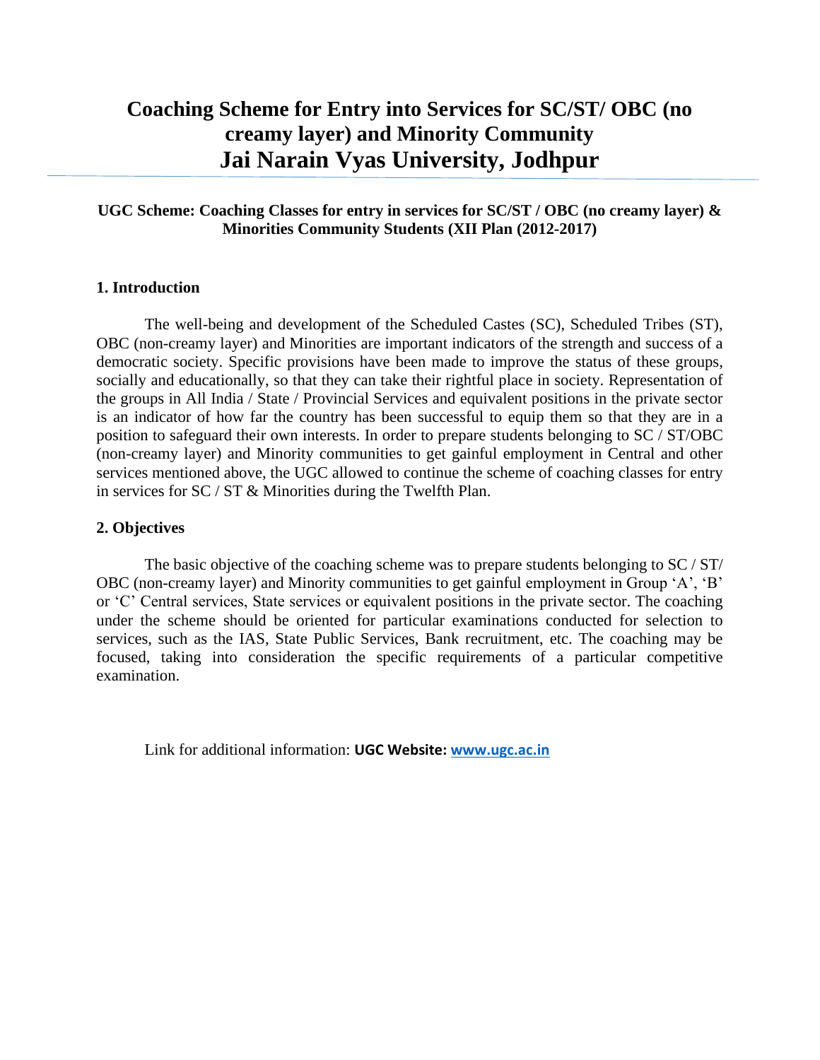# Coaching Scheme for Entry into Services for SC/ST/ OBC (no creamy layer) and Minority Community
# Jai Narain Vyas University, Jodhpur

**UGC Scheme: Coaching Classes for entry in services for SC/ST / OBC (no creamy layer) & Minorities Community Students (XII Plan (2012-2017)**

## 1. Introduction

The well-being and development of the Scheduled Castes (SC), Scheduled Tribes (ST), OBC (non-creamy layer) and Minorities are important indicators of the strength and success of a democratic society. Specific provisions have been made to improve the status of these groups, socially and educationally, so that they can take their rightful place in society. Representation of the groups in All India / State / Provincial Services and equivalent positions in the private sector is an indicator of how far the country has been successful to equip them so that they are in a position to safeguard their own interests. In order to prepare students belonging to SC / ST/OBC (non-creamy layer) and Minority communities to get gainful employment in Central and other services mentioned above, the UGC allowed to continue the scheme of coaching classes for entry in services for SC / ST & Minorities during the Twelfth Plan.

## 2. Objectives

The basic objective of the coaching scheme was to prepare students belonging to SC / ST/ OBC (non-creamy layer) and Minority communities to get gainful employment in Group 'A', 'B' or 'C' Central services, State services or equivalent positions in the private sector. The coaching under the scheme should be oriented for particular examinations conducted for selection to services, such as the IAS, State Public Services, Bank recruitment, etc. The coaching may be focused, taking into consideration the specific requirements of a particular competitive examination.

Link for additional information: **UGC Website: www.ugc.ac.in**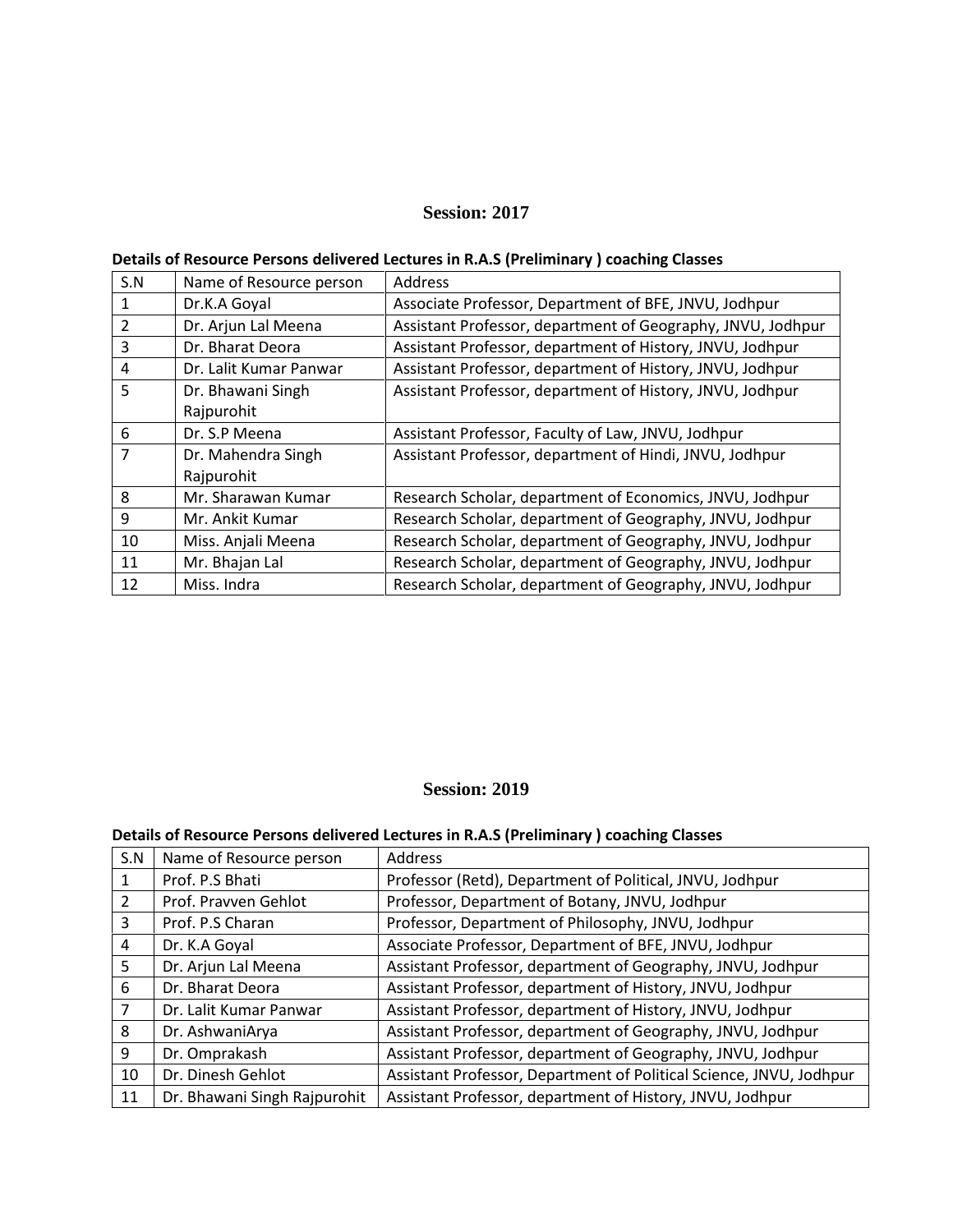## Session: 2017

**Details of Resource Persons delivered Lectures in R.A.S (Preliminary ) coaching Classes**

| S.N | Name of Resource person | Address |
|---|---|---|
| 1 | Dr.K.A Goyal | Associate Professor, Department of BFE, JNVU, Jodhpur |
| 2 | Dr. Arjun Lal Meena | Assistant Professor, department of Geography, JNVU, Jodhpur |
| 3 | Dr. Bharat Deora | Assistant Professor, department of History, JNVU, Jodhpur |
| 4 | Dr. Lalit Kumar Panwar | Assistant Professor, department of History, JNVU, Jodhpur |
| 5 | Dr. Bhawani Singh Rajpurohit | Assistant Professor, department of History, JNVU, Jodhpur |
| 6 | Dr. S.P Meena | Assistant Professor, Faculty of Law, JNVU, Jodhpur |
| 7 | Dr. Mahendra Singh Rajpurohit | Assistant Professor, department of Hindi, JNVU, Jodhpur |
| 8 | Mr. Sharawan Kumar | Research Scholar, department of Economics, JNVU, Jodhpur |
| 9 | Mr. Ankit Kumar | Research Scholar, department of Geography, JNVU, Jodhpur |
| 10 | Miss. Anjali Meena | Research Scholar, department of Geography, JNVU, Jodhpur |
| 11 | Mr. Bhajan Lal | Research Scholar, department of Geography, JNVU, Jodhpur |
| 12 | Miss. Indra | Research Scholar, department of Geography, JNVU, Jodhpur |

## Session: 2019

**Details of Resource Persons delivered Lectures in R.A.S (Preliminary ) coaching Classes**

| S.N | Name of Resource person | Address |
|---|---|---|
| 1 | Prof. P.S Bhati | Professor (Retd), Department of Political, JNVU, Jodhpur |
| 2 | Prof. Pravven Gehlot | Professor, Department of Botany, JNVU, Jodhpur |
| 3 | Prof. P.S Charan | Professor, Department of Philosophy, JNVU, Jodhpur |
| 4 | Dr. K.A Goyal | Associate Professor, Department of BFE, JNVU, Jodhpur |
| 5 | Dr. Arjun Lal Meena | Assistant Professor, department of Geography, JNVU, Jodhpur |
| 6 | Dr. Bharat Deora | Assistant Professor, department of History, JNVU, Jodhpur |
| 7 | Dr. Lalit Kumar Panwar | Assistant Professor, department of History, JNVU, Jodhpur |
| 8 | Dr. AshwaniArya | Assistant Professor, department of Geography, JNVU, Jodhpur |
| 9 | Dr. Omprakash | Assistant Professor, department of Geography, JNVU, Jodhpur |
| 10 | Dr. Dinesh Gehlot | Assistant Professor, Department of Political Science, JNVU, Jodhpur |
| 11 | Dr. Bhawani Singh Rajpurohit | Assistant Professor, department of History, JNVU, Jodhpur |